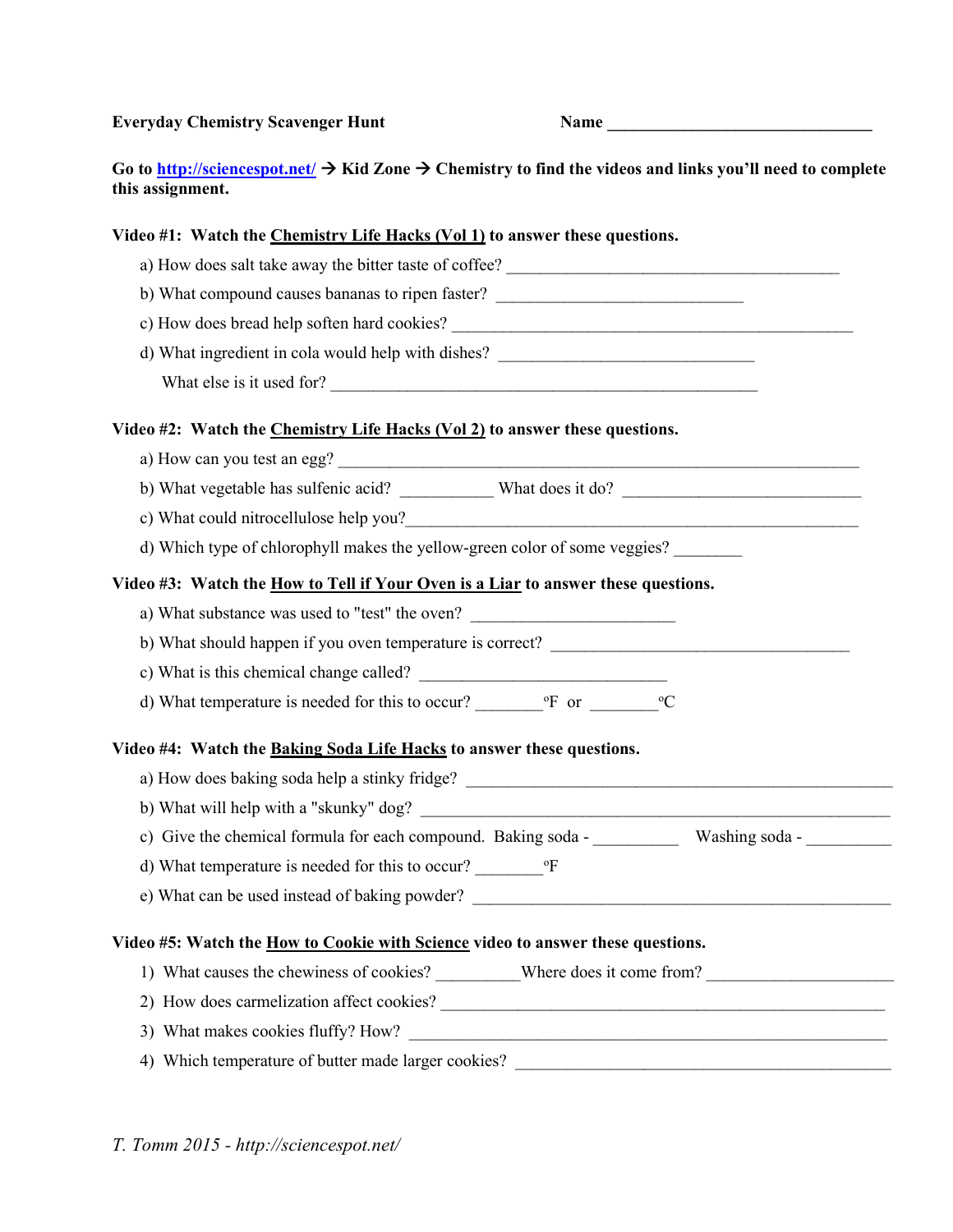**Everyday Chemistry Scavenger Hunt** **Name ________________________________**

**Go to http://sciencespot.net/ → Kid Zone → Chemistry to find the videos and links you'll need to complete this assignment.**

**Video #1: Watch the Chemistry Life Hacks (Vol 1) to answer these questions.**

a) How does salt take away the bitter taste of coffee? ________________________________________

b) What compound causes bananas to ripen faster? ______________________________

c) How does bread help soften hard cookies? ________________________________________________

d) What ingredient in cola would help with dishes? _______________________________

What else is it used for? ____________________________________________________

**Video #2: Watch the Chemistry Life Hacks (Vol 2) to answer these questions.**

a) How can you test an egg? _______________________________________________________________

b) What vegetable has sulfenic acid? ___________ What does it do? _____________________________

c) What could nitrocellulose help you?_______________________________________________________

d) Which type of chlorophyll makes the yellow-green color of some veggies? ________

**Video #3: Watch the How to Tell if Your Oven is a Liar to answer these questions.**

a) What substance was used to "test" the oven? ________________________

b) What should happen if you oven temperature is correct? ____________________________________

c) What is this chemical change called? ______________________________

d) What temperature is needed for this to occur? ________ºF or ________ºC

**Video #4: Watch the Baking Soda Life Hacks to answer these questions.**

a) How does baking soda help a stinky fridge? ____________________________________________________

b) What will help with a "skunky" dog? ______________________________________________________

c) Give the chemical formula for each compound. Baking soda - __________ Washing soda - __________

d) What temperature is needed for this to occur? ________ºF

e) What can be used instead of baking powder? ___________________________________________________

**Video #5: Watch the How to Cookie with Science video to answer these questions.**

1) What causes the chewiness of cookies? __________Where does it come from? ______________________

2) How does carmelization affect cookies? _________________________________________________________

3) What makes cookies fluffy? How? _______________________________________________________________

4) Which temperature of butter made larger cookies? ______________________________________________

*T. Tomm 2015 - http://sciencespot.net/*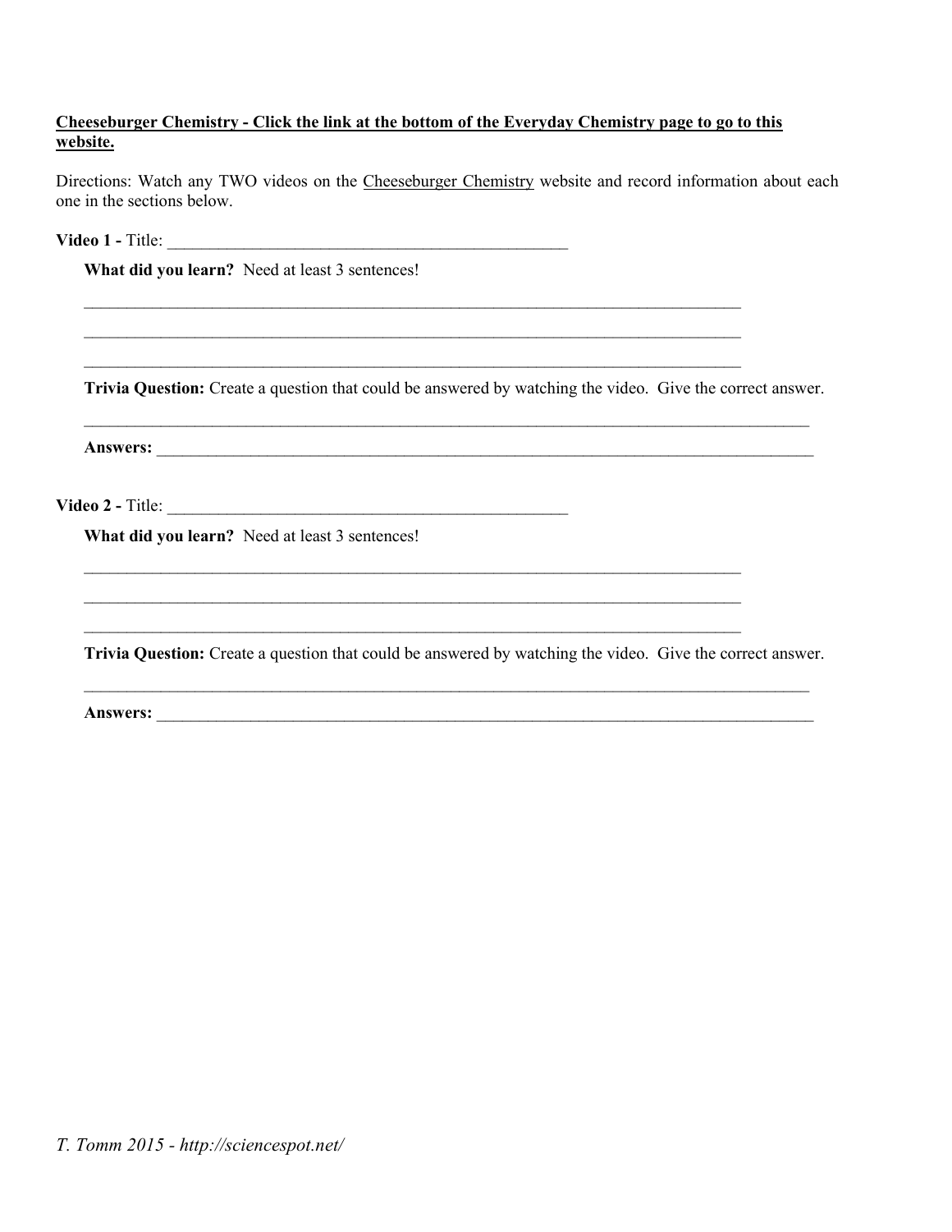**<u>Cheeseburger Chemistry - Click the link at the bottom of the Everyday Chemistry page to go to this website.</u>**

Directions: Watch any TWO videos on the <u>Cheeseburger Chemistry</u> website and record information about each one in the sections below.

**Video 1 -** Title: ______________________________________________

**What did you learn?** Need at least 3 sentences!

_______________________________________________________________________________

_______________________________________________________________________________

_______________________________________________________________________________

**Trivia Question:** Create a question that could be answered by watching the video. Give the correct answer.

_______________________________________________________________________________

**Answers:** __________________________________________________________________________

**Video 2 -** Title: ______________________________________________

**What did you learn?** Need at least 3 sentences!

_______________________________________________________________________________

_______________________________________________________________________________

_______________________________________________________________________________

**Trivia Question:** Create a question that could be answered by watching the video. Give the correct answer.

_______________________________________________________________________________

**Answers:** __________________________________________________________________________

*T. Tomm 2015 - http://sciencespot.net/*